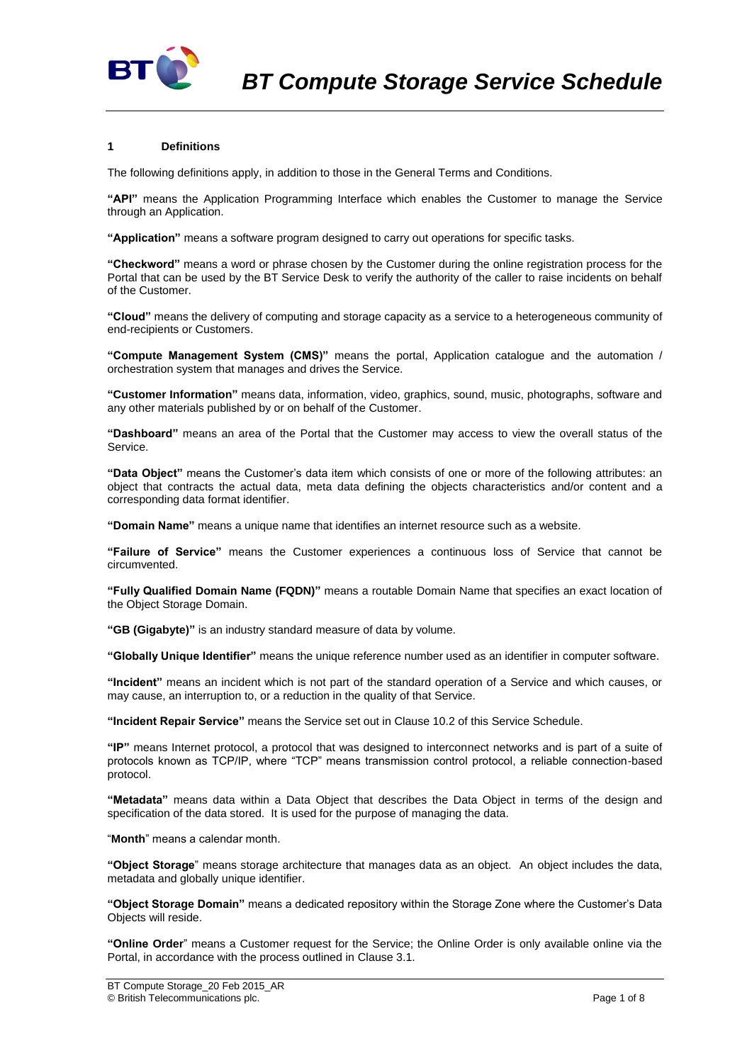# BT Compute Storage Service Schedule

## 1 Definitions

The following definitions apply, in addition to those in the General Terms and Conditions.

**"API"** means the Application Programming Interface which enables the Customer to manage the Service through an Application.

**"Application"** means a software program designed to carry out operations for specific tasks.

**"Checkword"** means a word or phrase chosen by the Customer during the online registration process for the Portal that can be used by the BT Service Desk to verify the authority of the caller to raise incidents on behalf of the Customer.

**"Cloud"** means the delivery of computing and storage capacity as a service to a heterogeneous community of end-recipients or Customers.

**"Compute Management System (CMS)"** means the portal, Application catalogue and the automation / orchestration system that manages and drives the Service.

**"Customer Information"** means data, information, video, graphics, sound, music, photographs, software and any other materials published by or on behalf of the Customer.

**"Dashboard"** means an area of the Portal that the Customer may access to view the overall status of the Service.

**"Data Object"** means the Customer's data item which consists of one or more of the following attributes: an object that contracts the actual data, meta data defining the objects characteristics and/or content and a corresponding data format identifier.

**"Domain Name"** means a unique name that identifies an internet resource such as a website.

**"Failure of Service"** means the Customer experiences a continuous loss of Service that cannot be circumvented.

**"Fully Qualified Domain Name (FQDN)"** means a routable Domain Name that specifies an exact location of the Object Storage Domain.

**"GB (Gigabyte)"** is an industry standard measure of data by volume.

**"Globally Unique Identifier"** means the unique reference number used as an identifier in computer software.

**"Incident"** means an incident which is not part of the standard operation of a Service and which causes, or may cause, an interruption to, or a reduction in the quality of that Service.

**"Incident Repair Service"** means the Service set out in Clause 10.2 of this Service Schedule.

**"IP"** means Internet protocol, a protocol that was designed to interconnect networks and is part of a suite of protocols known as TCP/IP, where "TCP" means transmission control protocol, a reliable connection-based protocol.

**"Metadata"** means data within a Data Object that describes the Data Object in terms of the design and specification of the data stored. It is used for the purpose of managing the data.

"**Month**" means a calendar month.

**"Object Storage**" means storage architecture that manages data as an object. An object includes the data, metadata and globally unique identifier.

**"Object Storage Domain"** means a dedicated repository within the Storage Zone where the Customer's Data Objects will reside.

**"Online Order**" means a Customer request for the Service; the Online Order is only available online via the Portal, in accordance with the process outlined in Clause 3.1.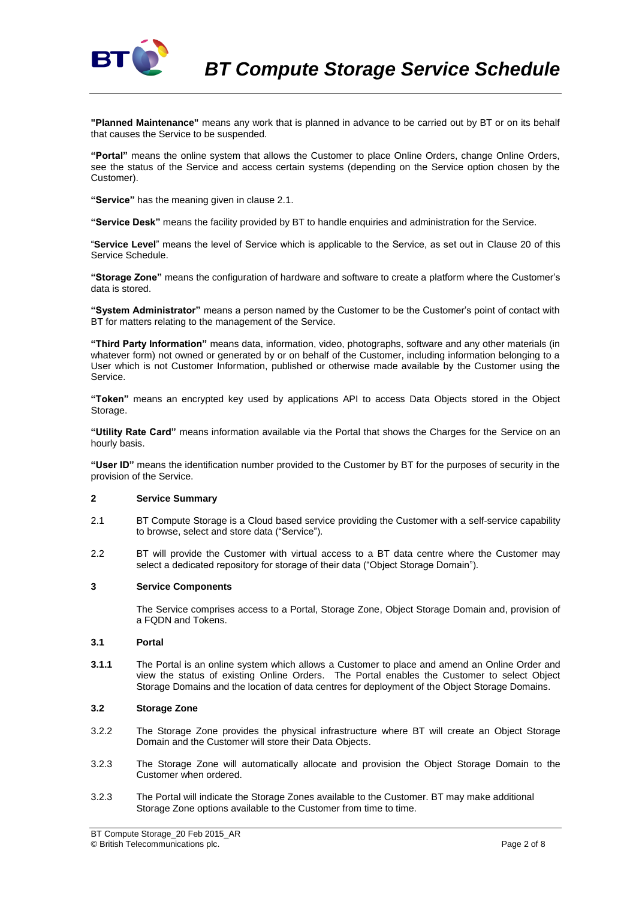**"Planned Maintenance"** means any work that is planned in advance to be carried out by BT or on its behalf that causes the Service to be suspended.

**"Portal"** means the online system that allows the Customer to place Online Orders, change Online Orders, see the status of the Service and access certain systems (depending on the Service option chosen by the Customer).

**"Service"** has the meaning given in clause 2.1.

**"Service Desk"** means the facility provided by BT to handle enquiries and administration for the Service.

"**Service Level**" means the level of Service which is applicable to the Service, as set out in Clause 20 of this Service Schedule.

**"Storage Zone"** means the configuration of hardware and software to create a platform where the Customer's data is stored.

**"System Administrator"** means a person named by the Customer to be the Customer's point of contact with BT for matters relating to the management of the Service.

**"Third Party Information"** means data, information, video, photographs, software and any other materials (in whatever form) not owned or generated by or on behalf of the Customer, including information belonging to a User which is not Customer Information, published or otherwise made available by the Customer using the Service.

**"Token"** means an encrypted key used by applications API to access Data Objects stored in the Object Storage.

**"Utility Rate Card"** means information available via the Portal that shows the Charges for the Service on an hourly basis.

**"User ID"** means the identification number provided to the Customer by BT for the purposes of security in the provision of the Service.

## 2 Service Summary

2.1 BT Compute Storage is a Cloud based service providing the Customer with a self-service capability to browse, select and store data ("Service").

2.2 BT will provide the Customer with virtual access to a BT data centre where the Customer may select a dedicated repository for storage of their data ("Object Storage Domain").

## 3 Service Components

The Service comprises access to a Portal, Storage Zone, Object Storage Domain and, provision of a FQDN and Tokens.

### 3.1 Portal

**3.1.1** The Portal is an online system which allows a Customer to place and amend an Online Order and view the status of existing Online Orders. The Portal enables the Customer to select Object Storage Domains and the location of data centres for deployment of the Object Storage Domains.

### 3.2 Storage Zone

3.2.2 The Storage Zone provides the physical infrastructure where BT will create an Object Storage Domain and the Customer will store their Data Objects.

3.2.3 The Storage Zone will automatically allocate and provision the Object Storage Domain to the Customer when ordered.

3.2.3 The Portal will indicate the Storage Zones available to the Customer. BT may make additional Storage Zone options available to the Customer from time to time.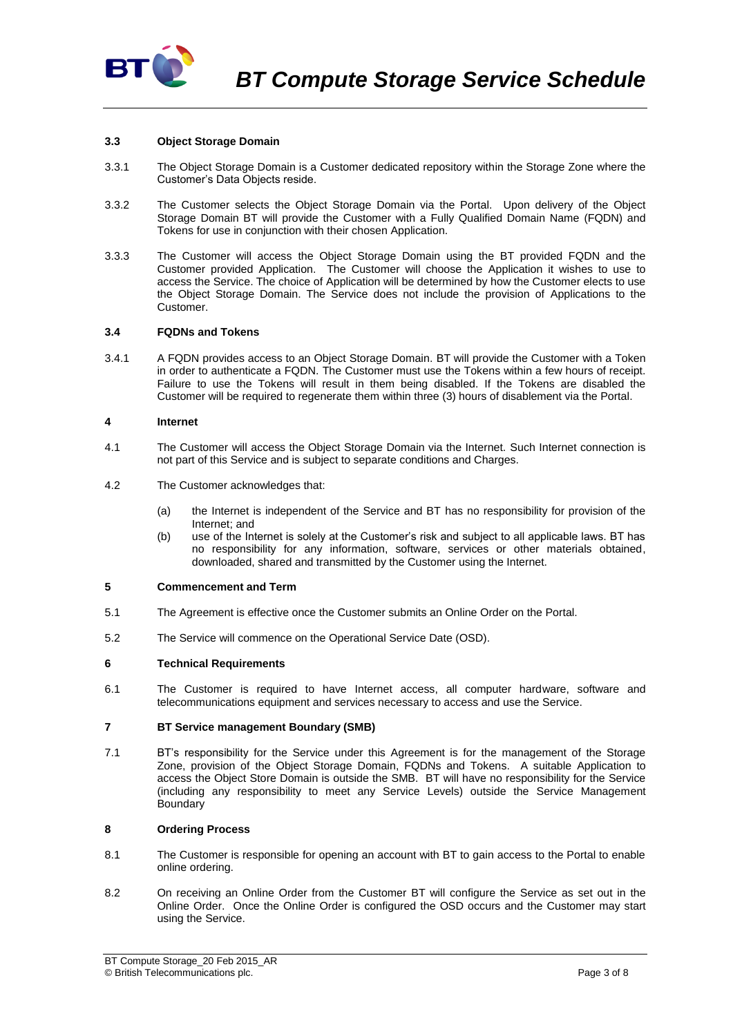### 3.3 Object Storage Domain

3.3.1 The Object Storage Domain is a Customer dedicated repository within the Storage Zone where the Customer's Data Objects reside.

3.3.2 The Customer selects the Object Storage Domain via the Portal. Upon delivery of the Object Storage Domain BT will provide the Customer with a Fully Qualified Domain Name (FQDN) and Tokens for use in conjunction with their chosen Application.

3.3.3 The Customer will access the Object Storage Domain using the BT provided FQDN and the Customer provided Application. The Customer will choose the Application it wishes to use to access the Service. The choice of Application will be determined by how the Customer elects to use the Object Storage Domain. The Service does not include the provision of Applications to the Customer.

### 3.4 FQDNs and Tokens

3.4.1 A FQDN provides access to an Object Storage Domain. BT will provide the Customer with a Token in order to authenticate a FQDN. The Customer must use the Tokens within a few hours of receipt. Failure to use the Tokens will result in them being disabled. If the Tokens are disabled the Customer will be required to regenerate them within three (3) hours of disablement via the Portal.

## 4 Internet

4.1 The Customer will access the Object Storage Domain via the Internet. Such Internet connection is not part of this Service and is subject to separate conditions and Charges.

4.2 The Customer acknowledges that:

(a) the Internet is independent of the Service and BT has no responsibility for provision of the Internet; and

(b) use of the Internet is solely at the Customer's risk and subject to all applicable laws. BT has no responsibility for any information, software, services or other materials obtained, downloaded, shared and transmitted by the Customer using the Internet.

## 5 Commencement and Term

5.1 The Agreement is effective once the Customer submits an Online Order on the Portal.

5.2 The Service will commence on the Operational Service Date (OSD).

## 6 Technical Requirements

6.1 The Customer is required to have Internet access, all computer hardware, software and telecommunications equipment and services necessary to access and use the Service.

## 7 BT Service management Boundary (SMB)

7.1 BT's responsibility for the Service under this Agreement is for the management of the Storage Zone, provision of the Object Storage Domain, FQDNs and Tokens. A suitable Application to access the Object Store Domain is outside the SMB. BT will have no responsibility for the Service (including any responsibility to meet any Service Levels) outside the Service Management Boundary

## 8 Ordering Process

8.1 The Customer is responsible for opening an account with BT to gain access to the Portal to enable online ordering.

8.2 On receiving an Online Order from the Customer BT will configure the Service as set out in the Online Order. Once the Online Order is configured the OSD occurs and the Customer may start using the Service.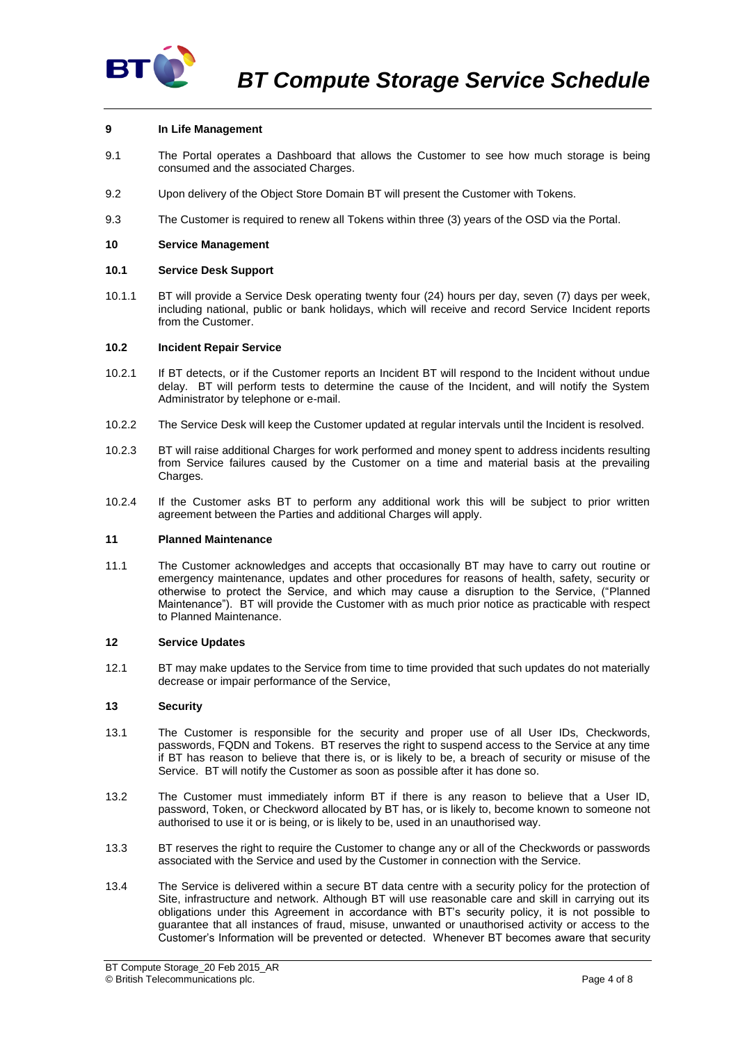## 9 In Life Management

9.1 The Portal operates a Dashboard that allows the Customer to see how much storage is being consumed and the associated Charges.

9.2 Upon delivery of the Object Store Domain BT will present the Customer with Tokens.

9.3 The Customer is required to renew all Tokens within three (3) years of the OSD via the Portal.

## 10 Service Management

### 10.1 Service Desk Support

10.1.1 BT will provide a Service Desk operating twenty four (24) hours per day, seven (7) days per week, including national, public or bank holidays, which will receive and record Service Incident reports from the Customer.

### 10.2 Incident Repair Service

10.2.1 If BT detects, or if the Customer reports an Incident BT will respond to the Incident without undue delay. BT will perform tests to determine the cause of the Incident, and will notify the System Administrator by telephone or e-mail.

10.2.2 The Service Desk will keep the Customer updated at regular intervals until the Incident is resolved.

10.2.3 BT will raise additional Charges for work performed and money spent to address incidents resulting from Service failures caused by the Customer on a time and material basis at the prevailing Charges.

10.2.4 If the Customer asks BT to perform any additional work this will be subject to prior written agreement between the Parties and additional Charges will apply.

## 11 Planned Maintenance

11.1 The Customer acknowledges and accepts that occasionally BT may have to carry out routine or emergency maintenance, updates and other procedures for reasons of health, safety, security or otherwise to protect the Service, and which may cause a disruption to the Service, ("Planned Maintenance"). BT will provide the Customer with as much prior notice as practicable with respect to Planned Maintenance.

## 12 Service Updates

12.1 BT may make updates to the Service from time to time provided that such updates do not materially decrease or impair performance of the Service,

## 13 Security

13.1 The Customer is responsible for the security and proper use of all User IDs, Checkwords, passwords, FQDN and Tokens. BT reserves the right to suspend access to the Service at any time if BT has reason to believe that there is, or is likely to be, a breach of security or misuse of the Service. BT will notify the Customer as soon as possible after it has done so.

13.2 The Customer must immediately inform BT if there is any reason to believe that a User ID, password, Token, or Checkword allocated by BT has, or is likely to, become known to someone not authorised to use it or is being, or is likely to be, used in an unauthorised way.

13.3 BT reserves the right to require the Customer to change any or all of the Checkwords or passwords associated with the Service and used by the Customer in connection with the Service.

13.4 The Service is delivered within a secure BT data centre with a security policy for the protection of Site, infrastructure and network. Although BT will use reasonable care and skill in carrying out its obligations under this Agreement in accordance with BT's security policy, it is not possible to guarantee that all instances of fraud, misuse, unwanted or unauthorised activity or access to the Customer's Information will be prevented or detected. Whenever BT becomes aware that security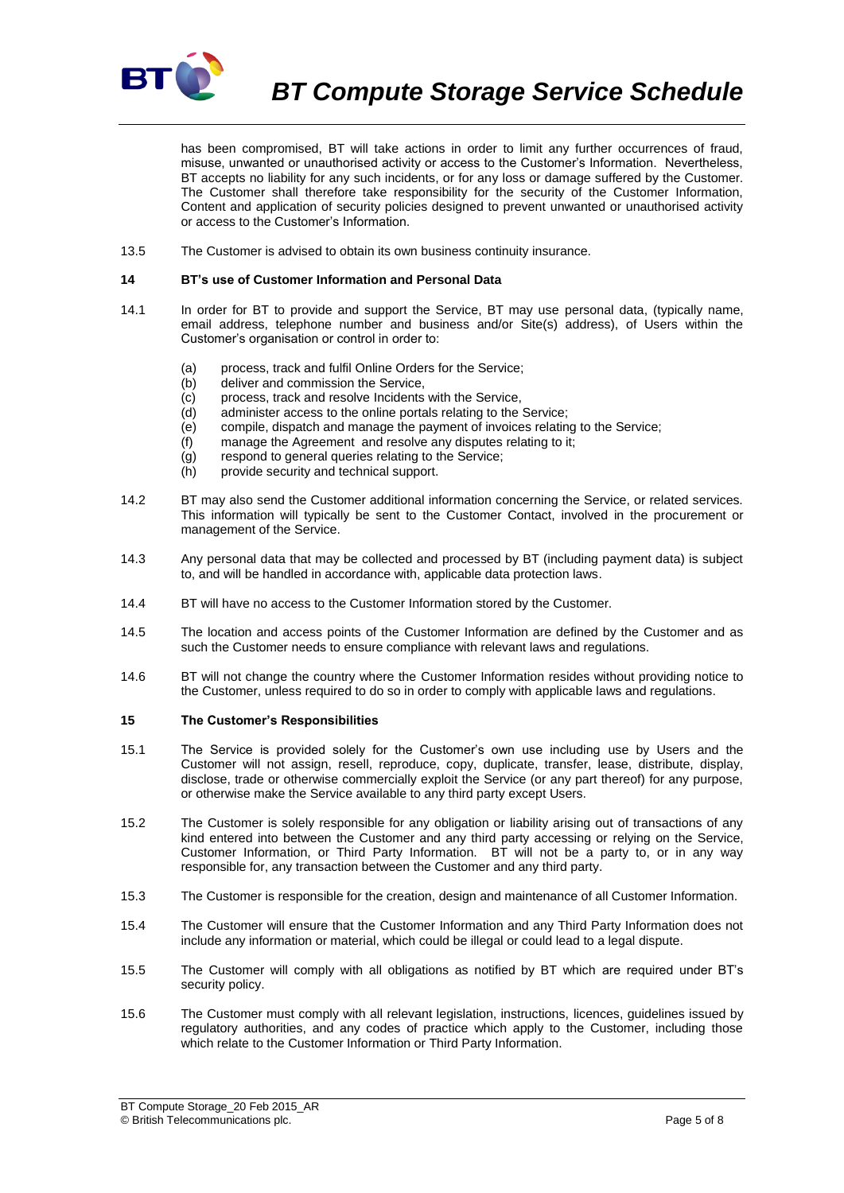has been compromised, BT will take actions in order to limit any further occurrences of fraud, misuse, unwanted or unauthorised activity or access to the Customer's Information. Nevertheless, BT accepts no liability for any such incidents, or for any loss or damage suffered by the Customer. The Customer shall therefore take responsibility for the security of the Customer Information, Content and application of security policies designed to prevent unwanted or unauthorised activity or access to the Customer's Information.

13.5 The Customer is advised to obtain its own business continuity insurance.

**14 BT's use of Customer Information and Personal Data**

14.1 In order for BT to provide and support the Service, BT may use personal data, (typically name, email address, telephone number and business and/or Site(s) address), of Users within the Customer's organisation or control in order to:

(a) process, track and fulfil Online Orders for the Service;
(b) deliver and commission the Service,
(c) process, track and resolve Incidents with the Service,
(d) administer access to the online portals relating to the Service;
(e) compile, dispatch and manage the payment of invoices relating to the Service;
(f) manage the Agreement and resolve any disputes relating to it;
(g) respond to general queries relating to the Service;
(h) provide security and technical support.

14.2 BT may also send the Customer additional information concerning the Service, or related services. This information will typically be sent to the Customer Contact, involved in the procurement or management of the Service.

14.3 Any personal data that may be collected and processed by BT (including payment data) is subject to, and will be handled in accordance with, applicable data protection laws.

14.4 BT will have no access to the Customer Information stored by the Customer.

14.5 The location and access points of the Customer Information are defined by the Customer and as such the Customer needs to ensure compliance with relevant laws and regulations.

14.6 BT will not change the country where the Customer Information resides without providing notice to the Customer, unless required to do so in order to comply with applicable laws and regulations.

**15 The Customer's Responsibilities**

15.1 The Service is provided solely for the Customer's own use including use by Users and the Customer will not assign, resell, reproduce, copy, duplicate, transfer, lease, distribute, display, disclose, trade or otherwise commercially exploit the Service (or any part thereof) for any purpose, or otherwise make the Service available to any third party except Users.

15.2 The Customer is solely responsible for any obligation or liability arising out of transactions of any kind entered into between the Customer and any third party accessing or relying on the Service, Customer Information, or Third Party Information. BT will not be a party to, or in any way responsible for, any transaction between the Customer and any third party.

15.3 The Customer is responsible for the creation, design and maintenance of all Customer Information.

15.4 The Customer will ensure that the Customer Information and any Third Party Information does not include any information or material, which could be illegal or could lead to a legal dispute.

15.5 The Customer will comply with all obligations as notified by BT which are required under BT's security policy.

15.6 The Customer must comply with all relevant legislation, instructions, licences, guidelines issued by regulatory authorities, and any codes of practice which apply to the Customer, including those which relate to the Customer Information or Third Party Information.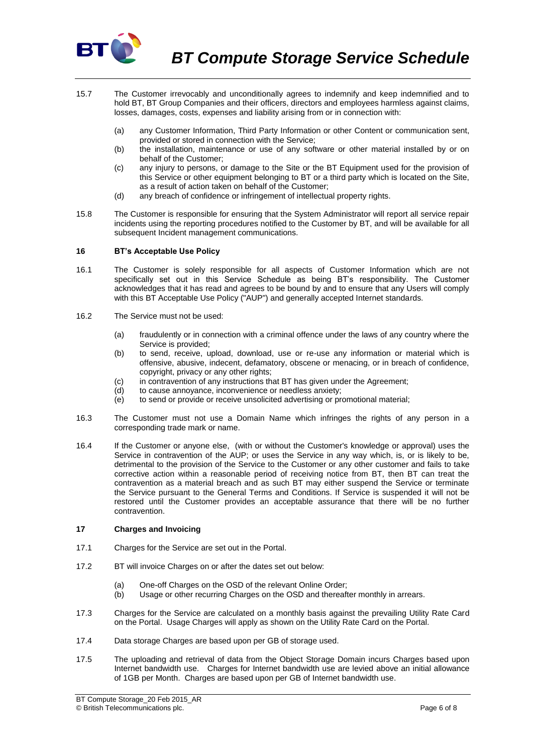15.7 The Customer irrevocably and unconditionally agrees to indemnify and keep indemnified and to hold BT, BT Group Companies and their officers, directors and employees harmless against claims, losses, damages, costs, expenses and liability arising from or in connection with:

- (a) any Customer Information, Third Party Information or other Content or communication sent, provided or stored in connection with the Service;
- (b) the installation, maintenance or use of any software or other material installed by or on behalf of the Customer;
- (c) any injury to persons, or damage to the Site or the BT Equipment used for the provision of this Service or other equipment belonging to BT or a third party which is located on the Site, as a result of action taken on behalf of the Customer;
- (d) any breach of confidence or infringement of intellectual property rights.

15.8 The Customer is responsible for ensuring that the System Administrator will report all service repair incidents using the reporting procedures notified to the Customer by BT, and will be available for all subsequent Incident management communications.

## 16 BT's Acceptable Use Policy

16.1 The Customer is solely responsible for all aspects of Customer Information which are not specifically set out in this Service Schedule as being BT's responsibility. The Customer acknowledges that it has read and agrees to be bound by and to ensure that any Users will comply with this BT Acceptable Use Policy ("AUP") and generally accepted Internet standards.

16.2 The Service must not be used:

- (a) fraudulently or in connection with a criminal offence under the laws of any country where the Service is provided;
- (b) to send, receive, upload, download, use or re-use any information or material which is offensive, abusive, indecent, defamatory, obscene or menacing, or in breach of confidence, copyright, privacy or any other rights;
- (c) in contravention of any instructions that BT has given under the Agreement;
- (d) to cause annoyance, inconvenience or needless anxiety;
- (e) to send or provide or receive unsolicited advertising or promotional material;

16.3 The Customer must not use a Domain Name which infringes the rights of any person in a corresponding trade mark or name.

16.4 If the Customer or anyone else, (with or without the Customer's knowledge or approval) uses the Service in contravention of the AUP; or uses the Service in any way which, is, or is likely to be, detrimental to the provision of the Service to the Customer or any other customer and fails to take corrective action within a reasonable period of receiving notice from BT, then BT can treat the contravention as a material breach and as such BT may either suspend the Service or terminate the Service pursuant to the General Terms and Conditions. If Service is suspended it will not be restored until the Customer provides an acceptable assurance that there will be no further contravention.

## 17 Charges and Invoicing

17.1 Charges for the Service are set out in the Portal.

17.2 BT will invoice Charges on or after the dates set out below:

- (a) One-off Charges on the OSD of the relevant Online Order;
- (b) Usage or other recurring Charges on the OSD and thereafter monthly in arrears.

17.3 Charges for the Service are calculated on a monthly basis against the prevailing Utility Rate Card on the Portal. Usage Charges will apply as shown on the Utility Rate Card on the Portal.

17.4 Data storage Charges are based upon per GB of storage used.

17.5 The uploading and retrieval of data from the Object Storage Domain incurs Charges based upon Internet bandwidth use. Charges for Internet bandwidth use are levied above an initial allowance of 1GB per Month. Charges are based upon per GB of Internet bandwidth use.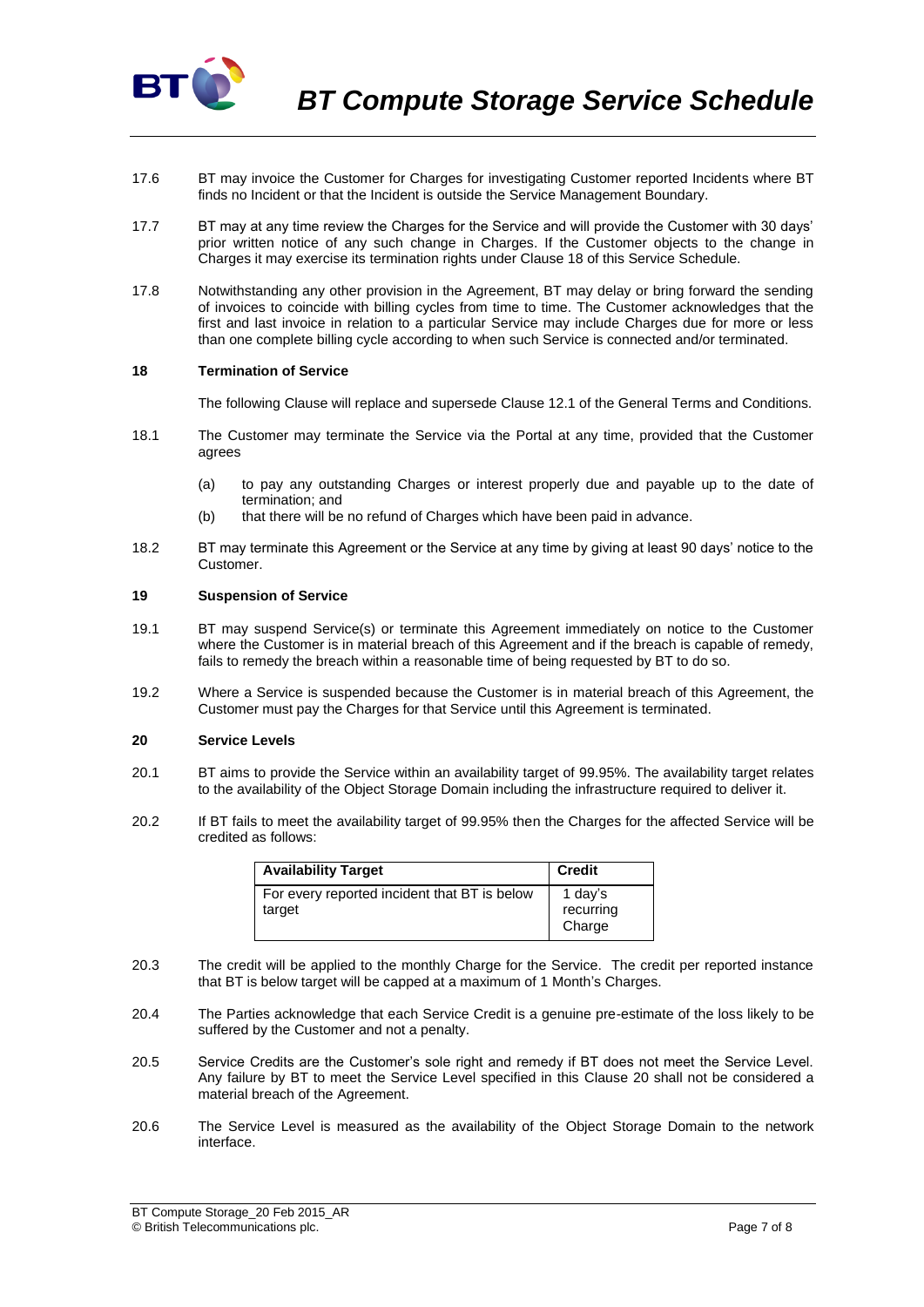17.6 BT may invoice the Customer for Charges for investigating Customer reported Incidents where BT finds no Incident or that the Incident is outside the Service Management Boundary.

17.7 BT may at any time review the Charges for the Service and will provide the Customer with 30 days' prior written notice of any such change in Charges. If the Customer objects to the change in Charges it may exercise its termination rights under Clause 18 of this Service Schedule.

17.8 Notwithstanding any other provision in the Agreement, BT may delay or bring forward the sending of invoices to coincide with billing cycles from time to time. The Customer acknowledges that the first and last invoice in relation to a particular Service may include Charges due for more or less than one complete billing cycle according to when such Service is connected and/or terminated.

## 18 Termination of Service

The following Clause will replace and supersede Clause 12.1 of the General Terms and Conditions.

18.1 The Customer may terminate the Service via the Portal at any time, provided that the Customer agrees

- (a) to pay any outstanding Charges or interest properly due and payable up to the date of termination; and
- (b) that there will be no refund of Charges which have been paid in advance.

18.2 BT may terminate this Agreement or the Service at any time by giving at least 90 days' notice to the Customer.

## 19 Suspension of Service

19.1 BT may suspend Service(s) or terminate this Agreement immediately on notice to the Customer where the Customer is in material breach of this Agreement and if the breach is capable of remedy, fails to remedy the breach within a reasonable time of being requested by BT to do so.

19.2 Where a Service is suspended because the Customer is in material breach of this Agreement, the Customer must pay the Charges for that Service until this Agreement is terminated.

## 20 Service Levels

20.1 BT aims to provide the Service within an availability target of 99.95%. The availability target relates to the availability of the Object Storage Domain including the infrastructure required to deliver it.

20.2 If BT fails to meet the availability target of 99.95% then the Charges for the affected Service will be credited as follows:

| Availability Target | Credit |
|---|---|
| For every reported incident that BT is below target | 1 day's recurring Charge |

20.3 The credit will be applied to the monthly Charge for the Service. The credit per reported instance that BT is below target will be capped at a maximum of 1 Month's Charges.

20.4 The Parties acknowledge that each Service Credit is a genuine pre-estimate of the loss likely to be suffered by the Customer and not a penalty.

20.5 Service Credits are the Customer's sole right and remedy if BT does not meet the Service Level. Any failure by BT to meet the Service Level specified in this Clause 20 shall not be considered a material breach of the Agreement.

20.6 The Service Level is measured as the availability of the Object Storage Domain to the network interface.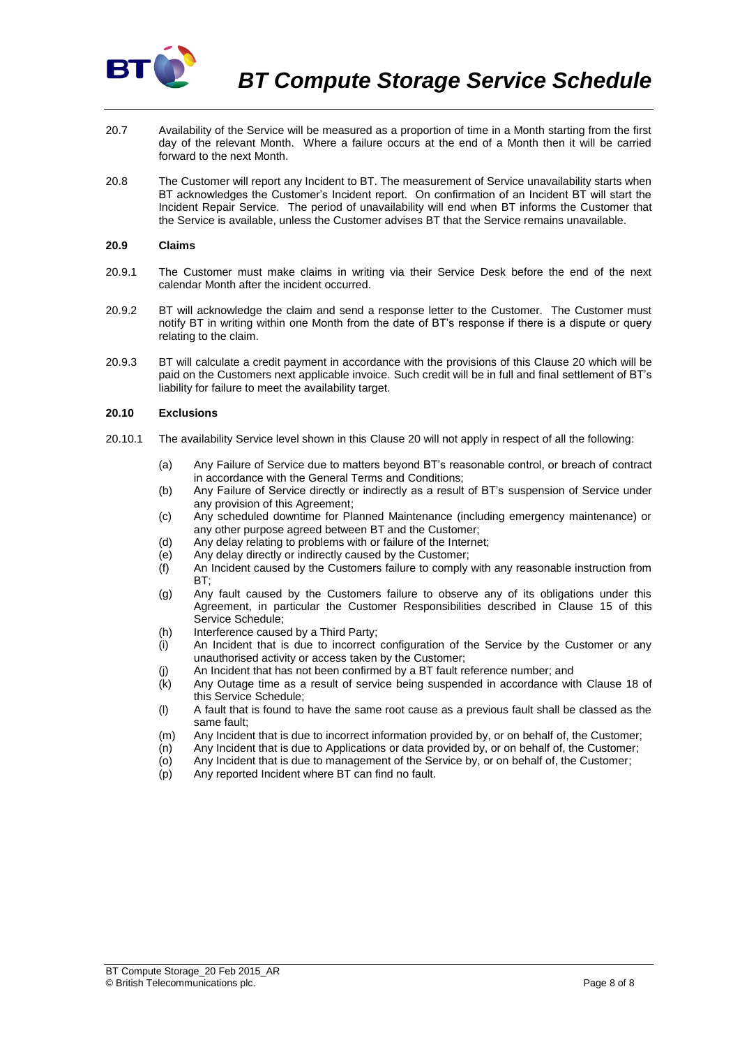20.7 Availability of the Service will be measured as a proportion of time in a Month starting from the first day of the relevant Month. Where a failure occurs at the end of a Month then it will be carried forward to the next Month.

20.8 The Customer will report any Incident to BT. The measurement of Service unavailability starts when BT acknowledges the Customer's Incident report. On confirmation of an Incident BT will start the Incident Repair Service. The period of unavailability will end when BT informs the Customer that the Service is available, unless the Customer advises BT that the Service remains unavailable.

**20.9 Claims**

20.9.1 The Customer must make claims in writing via their Service Desk before the end of the next calendar Month after the incident occurred.

20.9.2 BT will acknowledge the claim and send a response letter to the Customer. The Customer must notify BT in writing within one Month from the date of BT's response if there is a dispute or query relating to the claim.

20.9.3 BT will calculate a credit payment in accordance with the provisions of this Clause 20 which will be paid on the Customers next applicable invoice. Such credit will be in full and final settlement of BT's liability for failure to meet the availability target.

**20.10 Exclusions**

20.10.1 The availability Service level shown in this Clause 20 will not apply in respect of all the following:

(a) Any Failure of Service due to matters beyond BT's reasonable control, or breach of contract in accordance with the General Terms and Conditions;
(b) Any Failure of Service directly or indirectly as a result of BT's suspension of Service under any provision of this Agreement;
(c) Any scheduled downtime for Planned Maintenance (including emergency maintenance) or any other purpose agreed between BT and the Customer;
(d) Any delay relating to problems with or failure of the Internet;
(e) Any delay directly or indirectly caused by the Customer;
(f) An Incident caused by the Customers failure to comply with any reasonable instruction from BT;
(g) Any fault caused by the Customers failure to observe any of its obligations under this Agreement, in particular the Customer Responsibilities described in Clause 15 of this Service Schedule;
(h) Interference caused by a Third Party;
(i) An Incident that is due to incorrect configuration of the Service by the Customer or any unauthorised activity or access taken by the Customer;
(j) An Incident that has not been confirmed by a BT fault reference number; and
(k) Any Outage time as a result of service being suspended in accordance with Clause 18 of this Service Schedule;
(l) A fault that is found to have the same root cause as a previous fault shall be classed as the same fault;
(m) Any Incident that is due to incorrect information provided by, or on behalf of, the Customer;
(n) Any Incident that is due to Applications or data provided by, or on behalf of, the Customer;
(o) Any Incident that is due to management of the Service by, or on behalf of, the Customer;
(p) Any reported Incident where BT can find no fault.